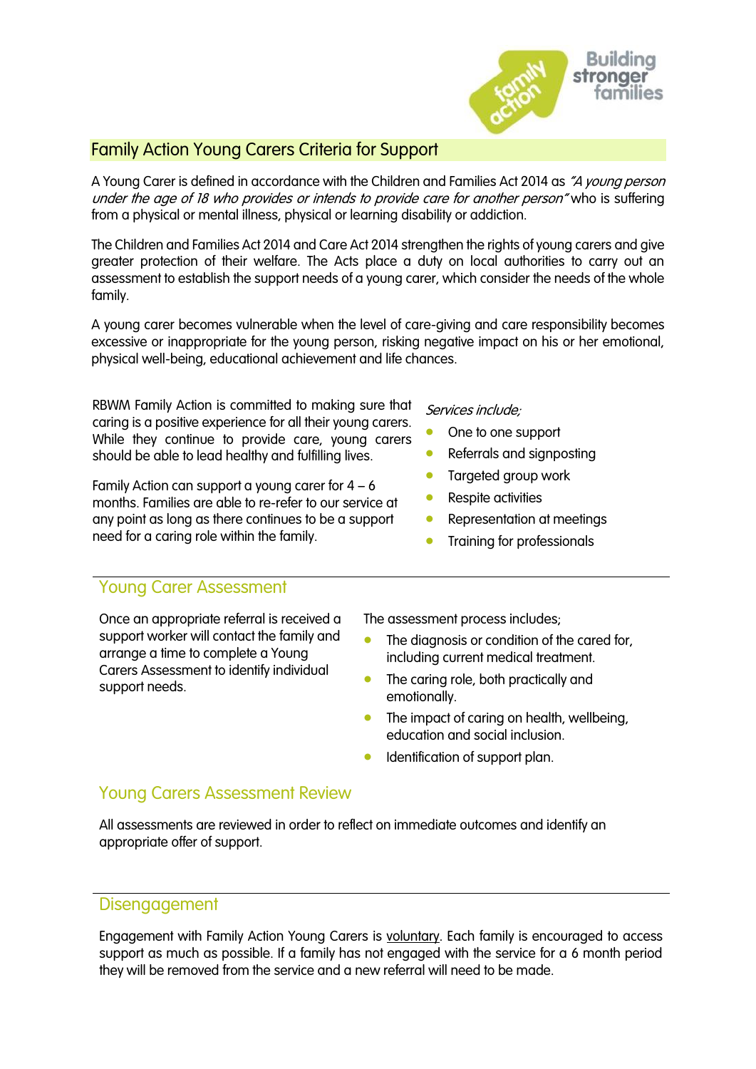# Family Action Young Carers Criteria for Support

A Young Carer is defined in accordance with the Children and Families Act 2014 as *"A young person under the age of 18 who provides or intends to provide care for another person"* who is suffering from a physical or mental illness, physical or learning disability or addiction.

The Children and Families Act 2014 and Care Act 2014 strengthen the rights of young carers and give greater protection of their welfare. The Acts place a duty on local authorities to carry out an assessment to establish the support needs of a young carer, which consider the needs of the whole family.

A young carer becomes vulnerable when the level of care-giving and care responsibility becomes excessive or inappropriate for the young person, risking negative impact on his or her emotional, physical well-being, educational achievement and life chances.

RBWM Family Action is committed to making sure that caring is a positive experience for all their young carers. While they continue to provide care, young carers should be able to lead healthy and fulfilling lives.

Family Action can support a young carer for 4 – 6 months. Families are able to re-refer to our service at any point as long as there continues to be a support need for a caring role within the family.

*Services include;*

- One to one support
- Referrals and signposting
- Targeted group work
- Respite activities
- Representation at meetings
- Training for professionals

## Young Carer Assessment

Once an appropriate referral is received a support worker will contact the family and arrange a time to complete a Young Carers Assessment to identify individual support needs.

The assessment process includes;

- The diagnosis or condition of the cared for, including current medical treatment.
- The caring role, both practically and emotionally.
- The impact of caring on health, wellbeing, education and social inclusion.
- Identification of support plan.

## Young Carers Assessment Review

All assessments are reviewed in order to reflect on immediate outcomes and identify an appropriate offer of support.

## Disengagement

Engagement with Family Action Young Carers is voluntary. Each family is encouraged to access support as much as possible. If a family has not engaged with the service for a 6 month period they will be removed from the service and a new referral will need to be made.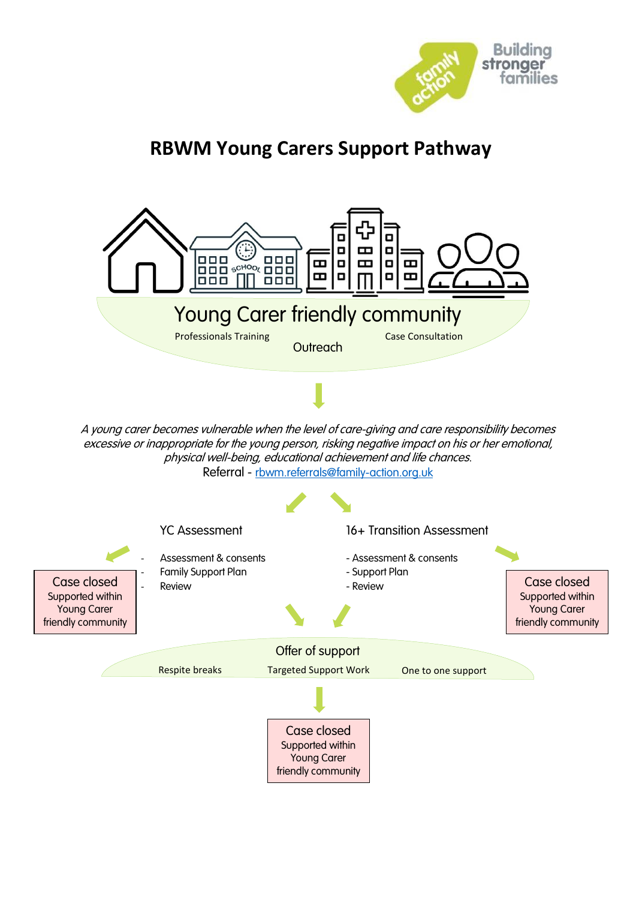Building stronger families

# RBWM Young Carers Support Pathway

## Young Carer friendly community

Professionals Training

Outreach

Case Consultation

*A young carer becomes vulnerable when the level of care-giving and care responsibility becomes excessive or inappropriate for the young person, risking negative impact on his or her emotional, physical well-being, educational achievement and life chances.*

Referral - rbwm.referrals@family-action.org.uk

### YC Assessment

- Assessment & consents
- Family Support Plan
- Review

**Case closed**
Supported within Young Carer friendly community

### 16+ Transition Assessment

- Assessment & consents
- Support Plan
- Review

**Case closed**
Supported within Young Carer friendly community

### Offer of support

Respite breaks

Targeted Support Work

One to one support

**Case closed**
Supported within Young Carer friendly community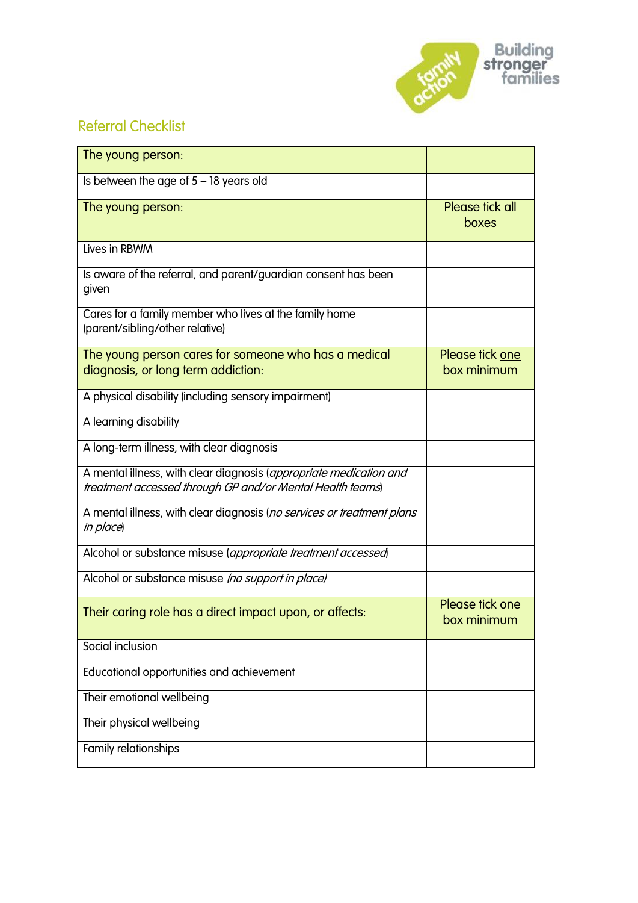## Referral Checklist

| | |
|---|---|
| The young person: | |
| Is between the age of 5 – 18 years old | |
| The young person: | Please tick <u>all</u> boxes |
| Lives in RBWM | |
| Is aware of the referral, and parent/guardian consent has been given | |
| Cares for a family member who lives at the family home (parent/sibling/other relative) | |
| The young person cares for someone who has a medical diagnosis, or long term addiction: | Please tick <u>one</u> box minimum |
| A physical disability (including sensory impairment) | |
| A learning disability | |
| A long-term illness, with clear diagnosis | |
| A mental illness, with clear diagnosis (*appropriate medication and treatment accessed through GP and/or Mental Health teams*) | |
| A mental illness, with clear diagnosis (*no services or treatment plans in place*) | |
| Alcohol or substance misuse (*appropriate treatment accessed*) | |
| Alcohol or substance misuse *(no support in place)* | |
| Their caring role has a direct impact upon, or affects: | Please tick <u>one</u> box minimum |
| Social inclusion | |
| Educational opportunities and achievement | |
| Their emotional wellbeing | |
| Their physical wellbeing | |
| Family relationships | |